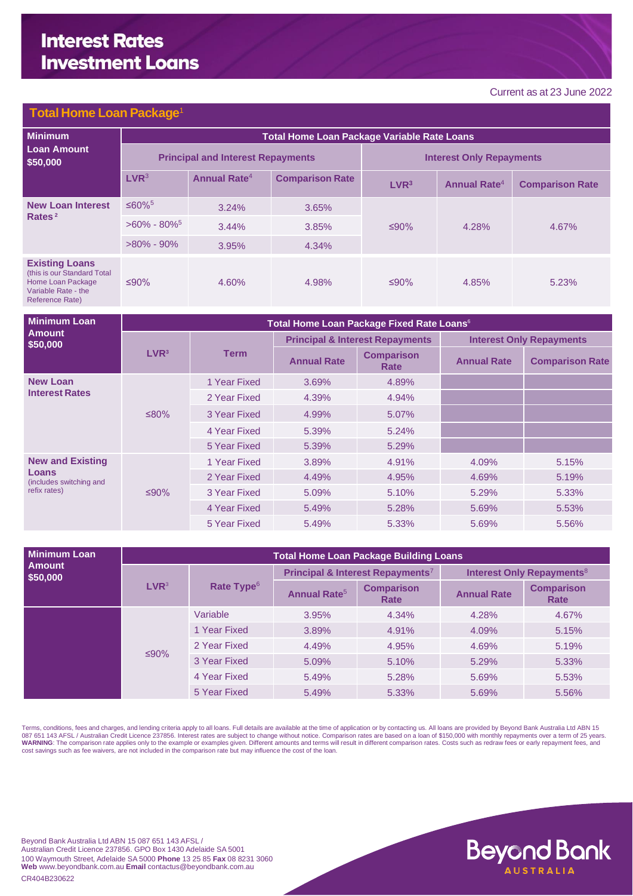# Interest Rates
# Investment Loans

Current as at 23 June 2022

## Total Home Loan Package[1]

| Minimum Loan Amount $50,000 | Total Home Loan Package Variable Rate Loans | | | | | |
|---|---|---|---|---|---|---|
| | Principal and Interest Repayments | | | Interest Only Repayments | | |
| | LVR[3] | Annual Rate[4] | Comparison Rate | LVR[3] | Annual Rate[4] | Comparison Rate |
| **New Loan Interest Rates**[2] | ≤60%[5] | 3.24% | 3.65% | ≤90% | 4.28% | 4.67% |
| | >60% - 80%[5] | 3.44% | 3.85% | | | |
| | >80% - 90% | 3.95% | 4.34% | | | |
| **Existing Loans** (this is our Standard Total Home Loan Package Variable Rate - the Reference Rate) | ≤90% | 4.60% | 4.98% | ≤90% | 4.85% | 5.23% |

| Minimum Loan Amount $50,000 | Total Home Loan Package Fixed Rate Loans[6] | | | | | |
|---|---|---|---|---|---|---|
| | LVR[3] | Term | Principal & Interest Repayments | | Interest Only Repayments | |
| | | | Annual Rate | Comparison Rate | Annual Rate | Comparison Rate |
| **New Loan Interest Rates** | ≤80% | 1 Year Fixed | 3.69% | 4.89% | | |
| | | 2 Year Fixed | 4.39% | 4.94% | | |
| | | 3 Year Fixed | 4.99% | 5.07% | | |
| | | 4 Year Fixed | 5.39% | 5.24% | | |
| | | 5 Year Fixed | 5.39% | 5.29% | | |
| **New and Existing Loans** (includes switching and refix rates) | ≤90% | 1 Year Fixed | 3.89% | 4.91% | 4.09% | 5.15% |
| | | 2 Year Fixed | 4.49% | 4.95% | 4.69% | 5.19% |
| | | 3 Year Fixed | 5.09% | 5.10% | 5.29% | 5.33% |
| | | 4 Year Fixed | 5.49% | 5.28% | 5.69% | 5.53% |
| | | 5 Year Fixed | 5.49% | 5.33% | 5.69% | 5.56% |

| Minimum Loan Amount $50,000 | Total Home Loan Package Building Loans | | | | | |
|---|---|---|---|---|---|---|
| | LVR[3] | Rate Type[6] | Principal & Interest Repayments[7] | | Interest Only Repayments[8] | |
| | | | Annual Rate[5] | Comparison Rate | Annual Rate | Comparison Rate |
| | ≤90% | Variable | 3.95% | 4.34% | 4.28% | 4.67% |
| | | 1 Year Fixed | 3.89% | 4.91% | 4.09% | 5.15% |
| | | 2 Year Fixed | 4.49% | 4.95% | 4.69% | 5.19% |
| | | 3 Year Fixed | 5.09% | 5.10% | 5.29% | 5.33% |
| | | 4 Year Fixed | 5.49% | 5.28% | 5.69% | 5.53% |
| | | 5 Year Fixed | 5.49% | 5.33% | 5.69% | 5.56% |

Terms, conditions, fees and charges, and lending criteria apply to all loans. Full details are available at the time of application or by contacting us. All loans are provided by Beyond Bank Australia Ltd ABN 15 087 651 143 AFSL / Australian Credit Licence 237856. Interest rates are subject to change without notice. Comparison rates are based on a loan of $150,000 with monthly repayments over a term of 25 years. **WARNING**: The comparison rate applies only to the example or examples given. Different amounts and terms will result in different comparison rates. Costs such as redraw fees or early repayment fees, and cost savings such as fee waivers, are not included in the comparison rate but may influence the cost of the loan.

Beyond Bank Australia Ltd ABN 15 087 651 143 AFSL / Australian Credit Licence 237856. GPO Box 1430 Adelaide SA 5001
100 Waymouth Street, Adelaide SA 5000 **Phone** 13 25 85 **Fax** 08 8231 3060
**Web** www.beyondbank.com.au **Email** contactus@beyondbank.com.au

CR404B230622

Beyond Bank AUSTRALIA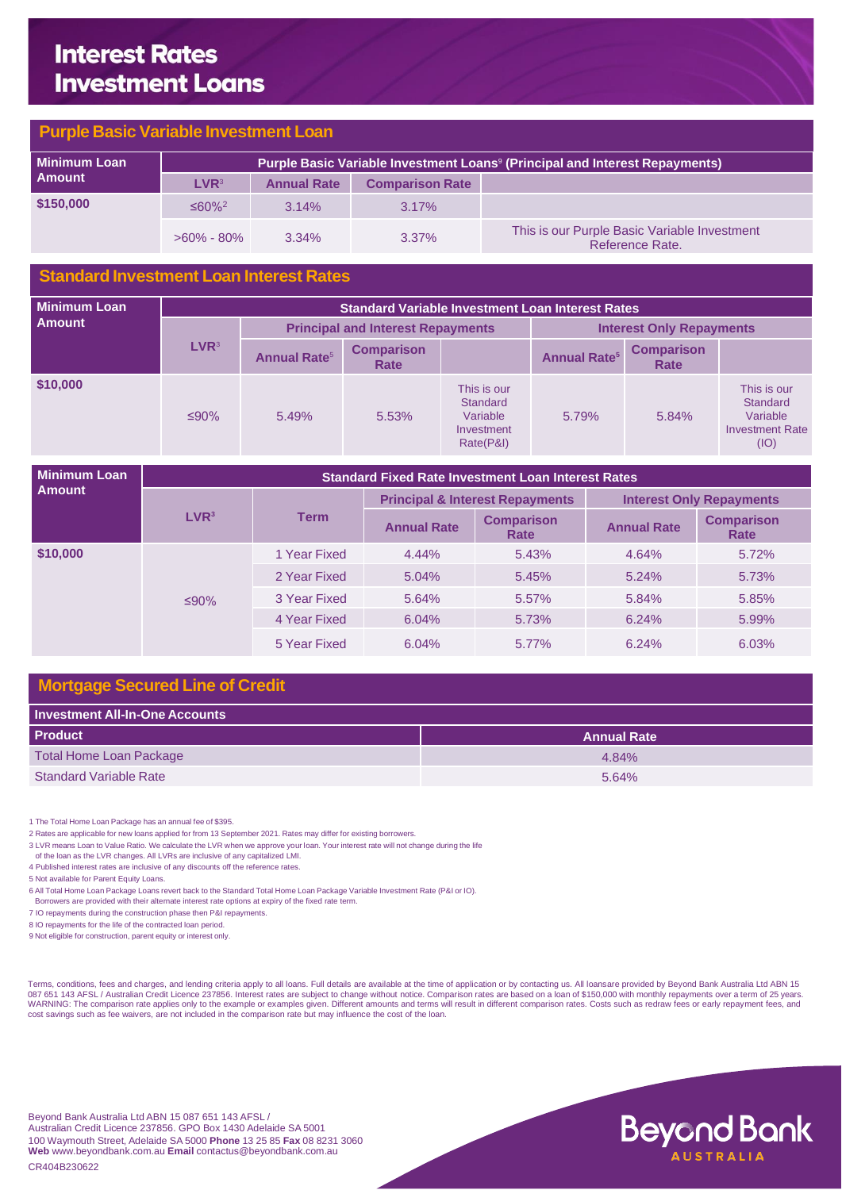# Interest Rates Investment Loans

## Purple Basic Variable Investment Loan

| Minimum Loan Amount | Purple Basic Variable Investment Loans[9] (Principal and Interest Repayments) | | | |
|---|---|---|---|---|
| | LVR[3] | Annual Rate | Comparison Rate | |
| $150,000 | ≤60%[2] | 3.14% | 3.17% | |
| | >60% - 80% | 3.34% | 3.37% | This is our Purple Basic Variable Investment Reference Rate. |

## Standard Investment Loan Interest Rates

| Minimum Loan Amount | Standard Variable Investment Loan Interest Rates | | | | | | |
|---|---|---|---|---|---|---|---|
| | LVR[3] | Principal and Interest Repayments | | | Interest Only Repayments | | |
| | | Annual Rate[5] | Comparison Rate | | Annual Rate[5] | Comparison Rate | |
| $10,000 | ≤90% | 5.49% | 5.53% | This is our Standard Variable Investment Rate(P&I) | 5.79% | 5.84% | This is our Standard Variable Investment Rate (IO) |

| Minimum Loan Amount | Standard Fixed Rate Investment Loan Interest Rates | | | | | |
|---|---|---|---|---|---|---|
| | LVR[3] | Term | Principal & Interest Repayments | | Interest Only Repayments | |
| | | | Annual Rate | Comparison Rate | Annual Rate | Comparison Rate |
| $10,000 | ≤90% | 1 Year Fixed | 4.44% | 5.43% | 4.64% | 5.72% |
| | | 2 Year Fixed | 5.04% | 5.45% | 5.24% | 5.73% |
| | | 3 Year Fixed | 5.64% | 5.57% | 5.84% | 5.85% |
| | | 4 Year Fixed | 6.04% | 5.73% | 6.24% | 5.99% |
| | | 5 Year Fixed | 6.04% | 5.77% | 6.24% | 6.03% |

## Mortgage Secured Line of Credit

**Investment All-In-One Accounts**

| Product | Annual Rate |
|---|---|
| Total Home Loan Package | 4.84% |
| Standard Variable Rate | 5.64% |

1 The Total Home Loan Package has an annual fee of $395.
2 Rates are applicable for new loans applied for from 13 September 2021. Rates may differ for existing borrowers.
3 LVR means Loan to Value Ratio. We calculate the LVR when we approve your loan. Your interest rate will not change during the life of the loan as the LVR changes. All LVRs are inclusive of any capitalized LMI.
4 Published interest rates are inclusive of any discounts off the reference rates.
5 Not available for Parent Equity Loans.
6 All Total Home Loan Package Loans revert back to the Standard Total Home Loan Package Variable Investment Rate (P&I or IO). Borrowers are provided with their alternate interest rate options at expiry of the fixed rate term.
7 IO repayments during the construction phase then P&I repayments.
8 IO repayments for the life of the contracted loan period.
9 Not eligible for construction, parent equity or interest only.

Terms, conditions, fees and charges, and lending criteria apply to all loans. Full details are available at the time of application or by contacting us. All loansare provided by Beyond Bank Australia Ltd ABN 15 087 651 143 AFSL / Australian Credit Licence 237856. Interest rates are subject to change without notice. Comparison rates are based on a loan of $150,000 with monthly repayments over a term of 25 years. WARNING: The comparison rate applies only to the example or examples given. Different amounts and terms will result in different comparison rates. Costs such as redraw fees or early repayment fees, and cost savings such as fee waivers, are not included in the comparison rate but may influence the cost of the loan.

Beyond Bank Australia Ltd ABN 15 087 651 143 AFSL / Australian Credit Licence 237856. GPO Box 1430 Adelaide SA 5001
100 Waymouth Street, Adelaide SA 5000 **Phone** 13 25 85 **Fax** 08 8231 3060
**Web** www.beyondbank.com.au **Email** contactus@beyondbank.com.au
CR404B230622

Beyond Bank AUSTRALIA